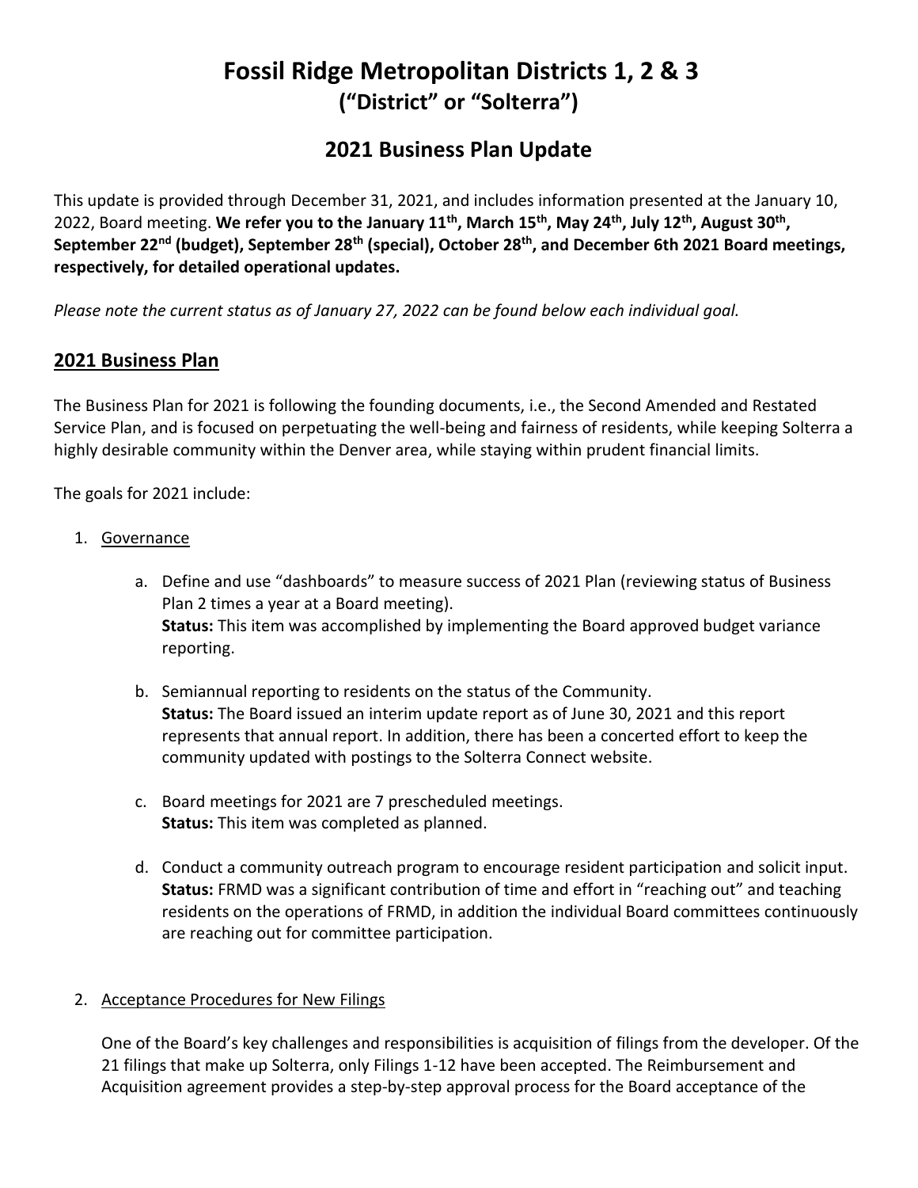# Fossil Ridge Metropolitan Districts 1, 2 & 3
## ("District" or "Solterra")

## 2021 Business Plan Update

This update is provided through December 31, 2021, and includes information presented at the January 10, 2022, Board meeting. **We refer you to the January 11th, March 15th, May 24th, July 12th, August 30th, September 22nd (budget), September 28th (special), October 28th, and December 6th 2021 Board meetings, respectively, for detailed operational updates.**

*Please note the current status as of January 27, 2022 can be found below each individual goal.*

## 2021 Business Plan

The Business Plan for 2021 is following the founding documents, i.e., the Second Amended and Restated Service Plan, and is focused on perpetuating the well-being and fairness of residents, while keeping Solterra a highly desirable community within the Denver area, while staying within prudent financial limits.

The goals for 2021 include:

1. Governance

   a. Define and use "dashboards" to measure success of 2021 Plan (reviewing status of Business Plan 2 times a year at a Board meeting).
   **Status:** This item was accomplished by implementing the Board approved budget variance reporting.

   b. Semiannual reporting to residents on the status of the Community.
   **Status:** The Board issued an interim update report as of June 30, 2021 and this report represents that annual report. In addition, there has been a concerted effort to keep the community updated with postings to the Solterra Connect website.

   c. Board meetings for 2021 are 7 prescheduled meetings.
   **Status:** This item was completed as planned.

   d. Conduct a community outreach program to encourage resident participation and solicit input.
   **Status:** FRMD was a significant contribution of time and effort in "reaching out" and teaching residents on the operations of FRMD, in addition the individual Board committees continuously are reaching out for committee participation.

2. Acceptance Procedures for New Filings

   One of the Board's key challenges and responsibilities is acquisition of filings from the developer. Of the 21 filings that make up Solterra, only Filings 1-12 have been accepted. The Reimbursement and Acquisition agreement provides a step-by-step approval process for the Board acceptance of the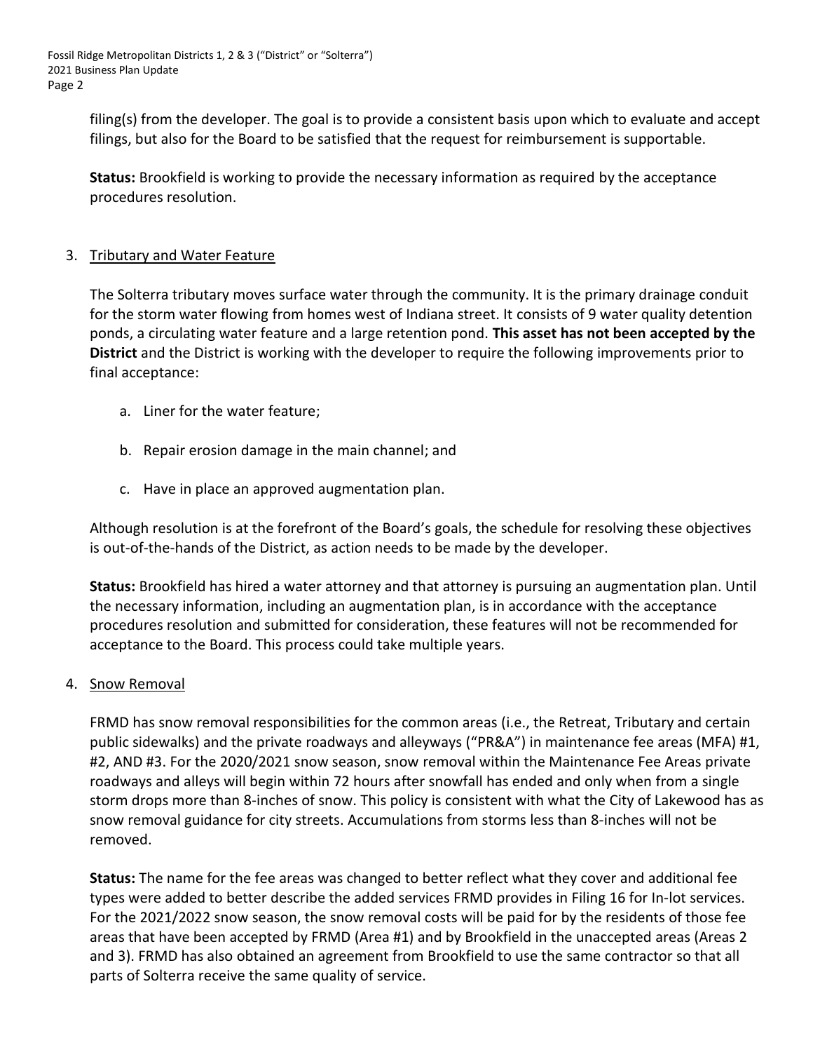filing(s) from the developer. The goal is to provide a consistent basis upon which to evaluate and accept filings, but also for the Board to be satisfied that the request for reimbursement is supportable.

**Status:** Brookfield is working to provide the necessary information as required by the acceptance procedures resolution.

3. Tributary and Water Feature

The Solterra tributary moves surface water through the community. It is the primary drainage conduit for the storm water flowing from homes west of Indiana street. It consists of 9 water quality detention ponds, a circulating water feature and a large retention pond. **This asset has not been accepted by the District** and the District is working with the developer to require the following improvements prior to final acceptance:

a. Liner for the water feature;

b. Repair erosion damage in the main channel; and

c. Have in place an approved augmentation plan.

Although resolution is at the forefront of the Board's goals, the schedule for resolving these objectives is out-of-the-hands of the District, as action needs to be made by the developer.

**Status:** Brookfield has hired a water attorney and that attorney is pursuing an augmentation plan. Until the necessary information, including an augmentation plan, is in accordance with the acceptance procedures resolution and submitted for consideration, these features will not be recommended for acceptance to the Board. This process could take multiple years.

4. Snow Removal

FRMD has snow removal responsibilities for the common areas (i.e., the Retreat, Tributary and certain public sidewalks) and the private roadways and alleyways ("PR&A") in maintenance fee areas (MFA) #1, #2, AND #3. For the 2020/2021 snow season, snow removal within the Maintenance Fee Areas private roadways and alleys will begin within 72 hours after snowfall has ended and only when from a single storm drops more than 8-inches of snow. This policy is consistent with what the City of Lakewood has as snow removal guidance for city streets. Accumulations from storms less than 8-inches will not be removed.

**Status:** The name for the fee areas was changed to better reflect what they cover and additional fee types were added to better describe the added services FRMD provides in Filing 16 for In-lot services. For the 2021/2022 snow season, the snow removal costs will be paid for by the residents of those fee areas that have been accepted by FRMD (Area #1) and by Brookfield in the unaccepted areas (Areas 2 and 3). FRMD has also obtained an agreement from Brookfield to use the same contractor so that all parts of Solterra receive the same quality of service.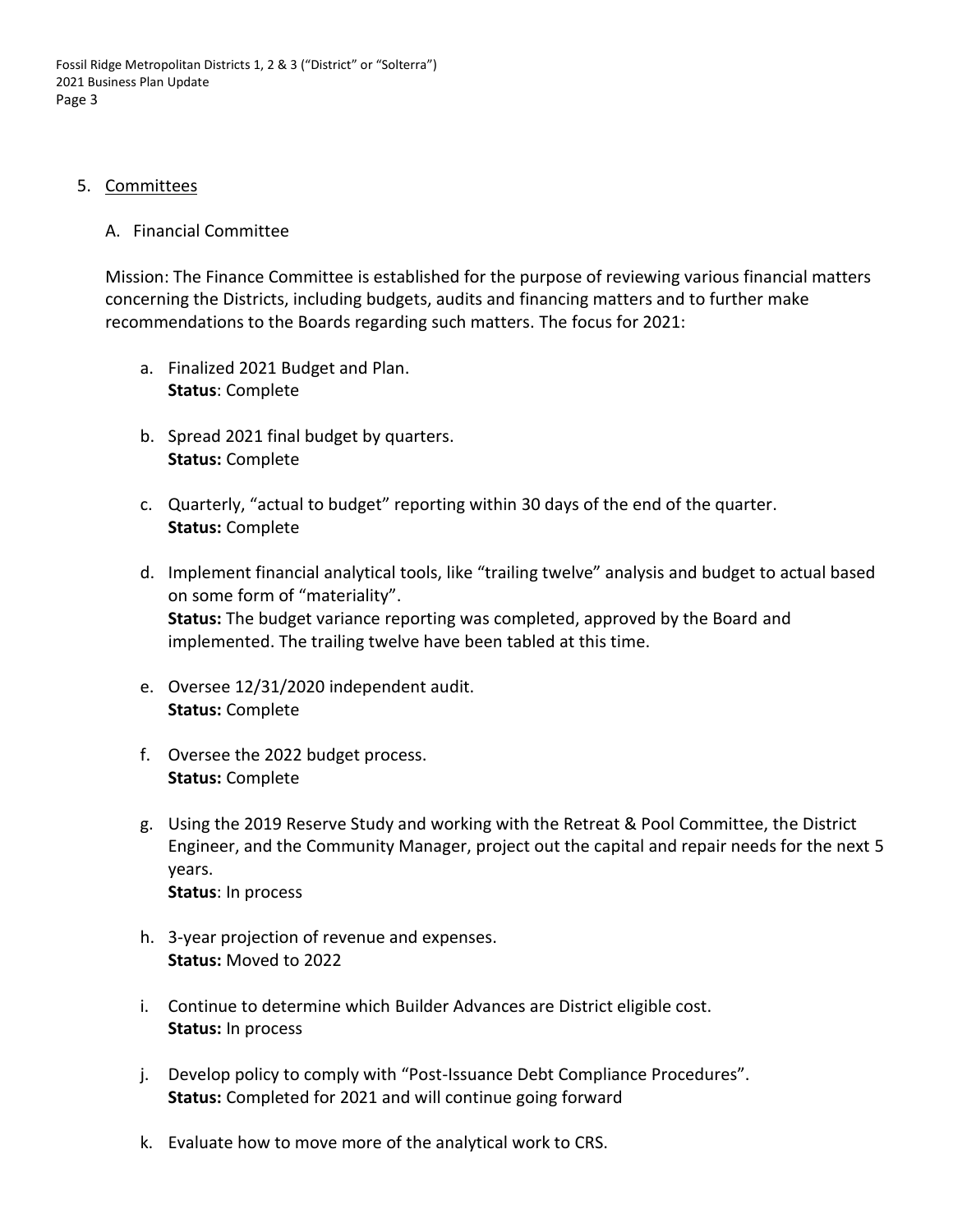5. Committees

   A. Financial Committee

   Mission: The Finance Committee is established for the purpose of reviewing various financial matters concerning the Districts, including budgets, audits and financing matters and to further make recommendations to the Boards regarding such matters. The focus for 2021:

   a. Finalized 2021 Budget and Plan.
      **Status**: Complete

   b. Spread 2021 final budget by quarters.
      **Status:** Complete

   c. Quarterly, "actual to budget" reporting within 30 days of the end of the quarter.
      **Status:** Complete

   d. Implement financial analytical tools, like "trailing twelve" analysis and budget to actual based on some form of "materiality".
      **Status:** The budget variance reporting was completed, approved by the Board and implemented. The trailing twelve have been tabled at this time.

   e. Oversee 12/31/2020 independent audit.
      **Status:** Complete

   f. Oversee the 2022 budget process.
      **Status:** Complete

   g. Using the 2019 Reserve Study and working with the Retreat & Pool Committee, the District Engineer, and the Community Manager, project out the capital and repair needs for the next 5 years.
      **Status**: In process

   h. 3-year projection of revenue and expenses.
      **Status:** Moved to 2022

   i. Continue to determine which Builder Advances are District eligible cost.
      **Status:** In process

   j. Develop policy to comply with "Post-Issuance Debt Compliance Procedures".
      **Status:** Completed for 2021 and will continue going forward

   k. Evaluate how to move more of the analytical work to CRS.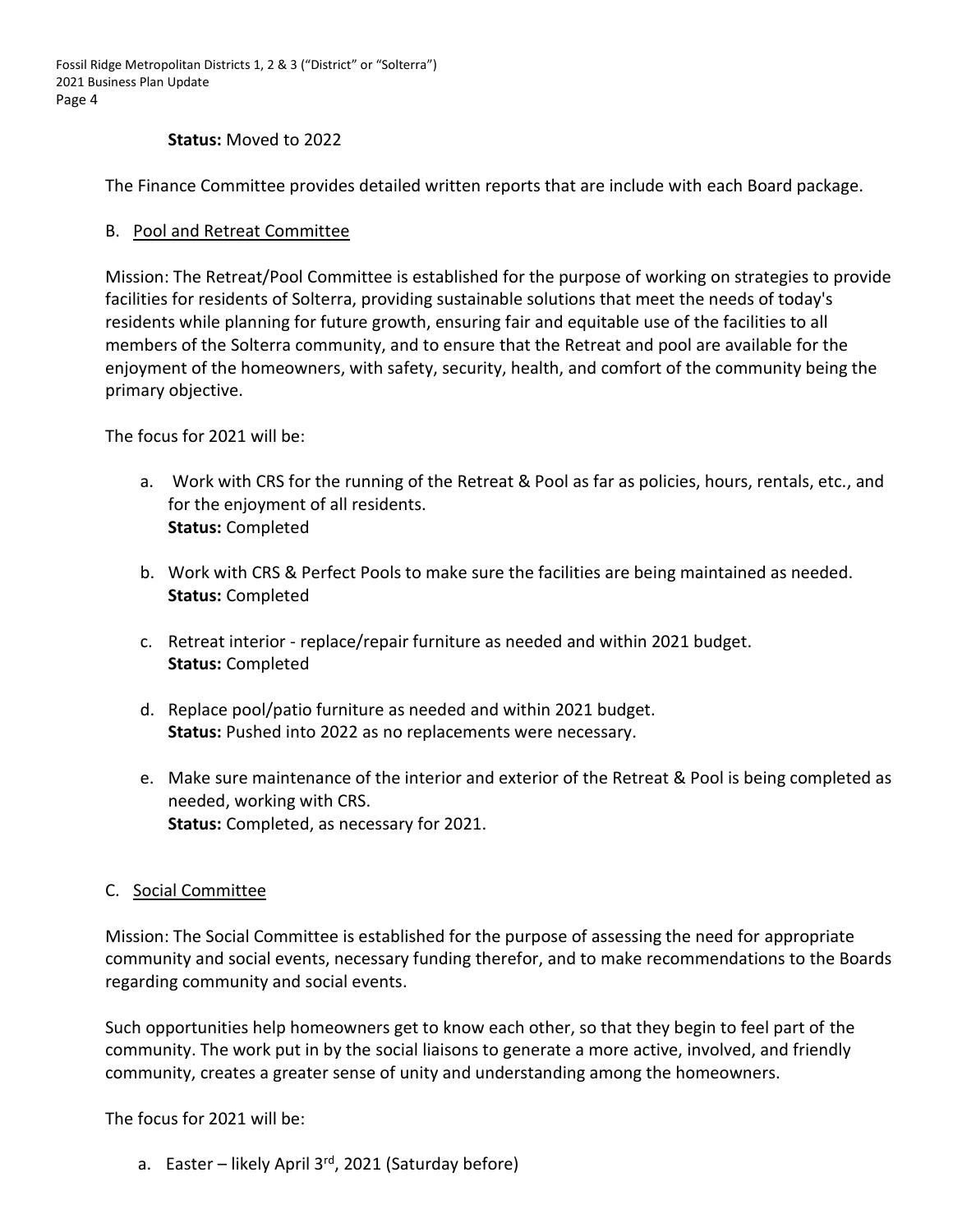**Status:** Moved to 2022

The Finance Committee provides detailed written reports that are include with each Board package.

B. Pool and Retreat Committee

Mission: The Retreat/Pool Committee is established for the purpose of working on strategies to provide facilities for residents of Solterra, providing sustainable solutions that meet the needs of today's residents while planning for future growth, ensuring fair and equitable use of the facilities to all members of the Solterra community, and to ensure that the Retreat and pool are available for the enjoyment of the homeowners, with safety, security, health, and comfort of the community being the primary objective.

The focus for 2021 will be:

a. Work with CRS for the running of the Retreat & Pool as far as policies, hours, rentals, etc., and for the enjoyment of all residents.
   **Status:** Completed

b. Work with CRS & Perfect Pools to make sure the facilities are being maintained as needed.
   **Status:** Completed

c. Retreat interior - replace/repair furniture as needed and within 2021 budget.
   **Status:** Completed

d. Replace pool/patio furniture as needed and within 2021 budget.
   **Status:** Pushed into 2022 as no replacements were necessary.

e. Make sure maintenance of the interior and exterior of the Retreat & Pool is being completed as needed, working with CRS.
   **Status:** Completed, as necessary for 2021.

C. Social Committee

Mission: The Social Committee is established for the purpose of assessing the need for appropriate community and social events, necessary funding therefor, and to make recommendations to the Boards regarding community and social events.

Such opportunities help homeowners get to know each other, so that they begin to feel part of the community. The work put in by the social liaisons to generate a more active, involved, and friendly community, creates a greater sense of unity and understanding among the homeowners.

The focus for 2021 will be:

a. Easter – likely April 3rd, 2021 (Saturday before)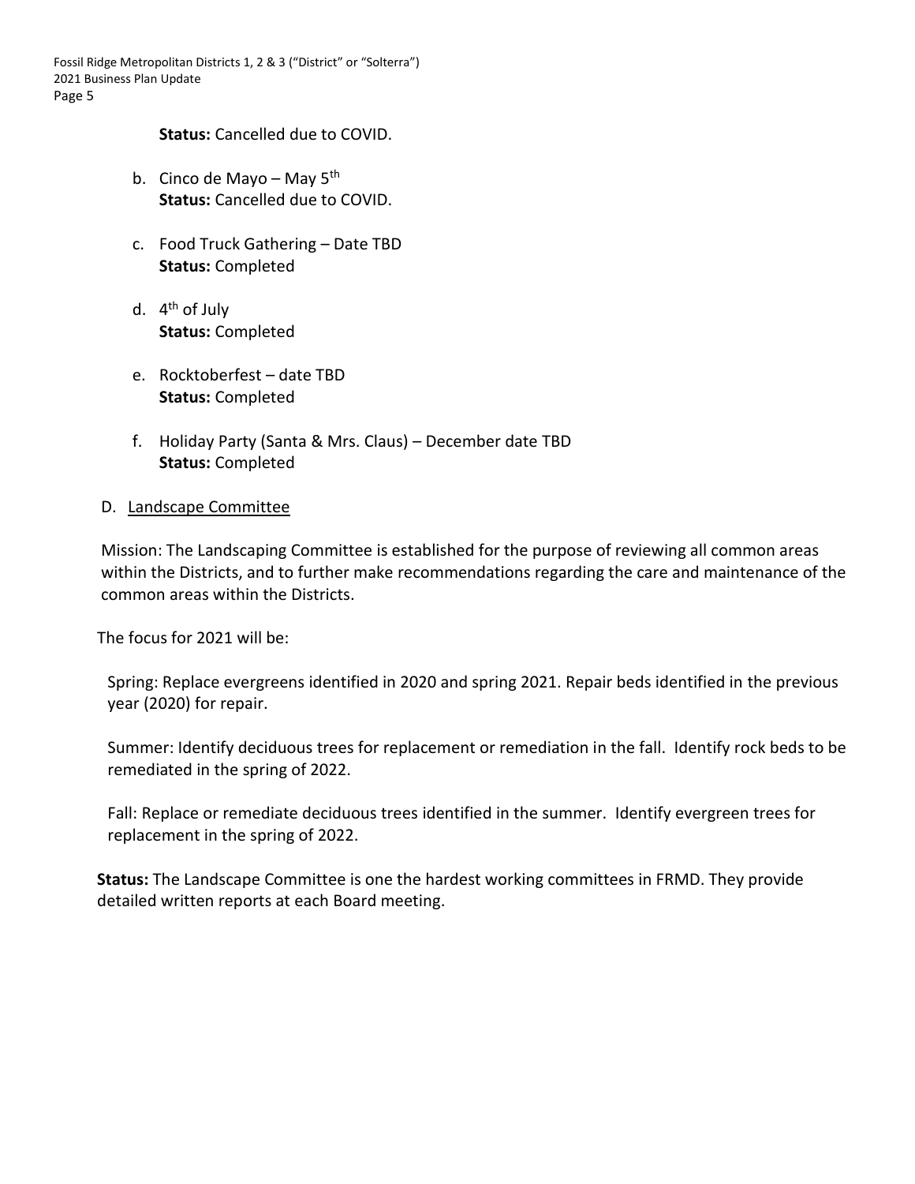**Status:** Cancelled due to COVID.

b. Cinco de Mayo – May 5th
   **Status:** Cancelled due to COVID.

c. Food Truck Gathering – Date TBD
   **Status:** Completed

d. 4th of July
   **Status:** Completed

e. Rocktoberfest – date TBD
   **Status:** Completed

f. Holiday Party (Santa & Mrs. Claus) – December date TBD
   **Status:** Completed

D. <u>Landscape Committee</u>

Mission: The Landscaping Committee is established for the purpose of reviewing all common areas within the Districts, and to further make recommendations regarding the care and maintenance of the common areas within the Districts.

The focus for 2021 will be:

Spring: Replace evergreens identified in 2020 and spring 2021. Repair beds identified in the previous year (2020) for repair.

Summer: Identify deciduous trees for replacement or remediation in the fall. Identify rock beds to be remediated in the spring of 2022.

Fall: Replace or remediate deciduous trees identified in the summer. Identify evergreen trees for replacement in the spring of 2022.

**Status:** The Landscape Committee is one the hardest working committees in FRMD. They provide detailed written reports at each Board meeting.